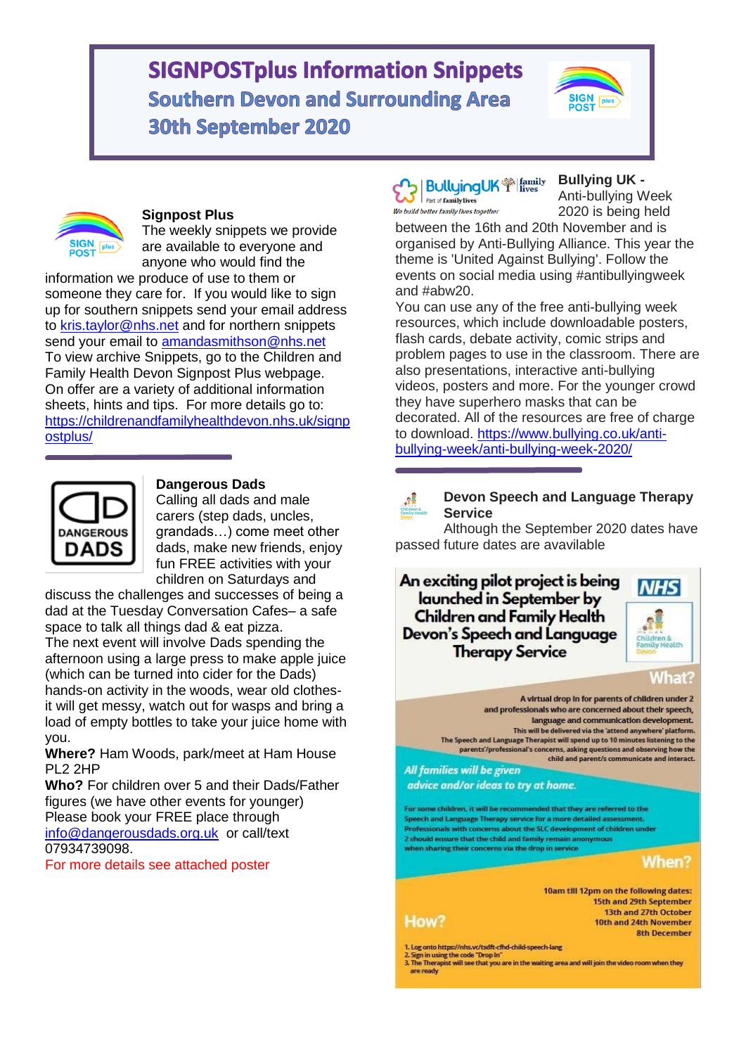# SIGNPOSTplus Information Snippets

## Southern Devon and Surrounding Area

## 30th September 2020

### Signpost Plus

The weekly snippets we provide are available to everyone and anyone who would find the information we produce of use to them or someone they care for. If you would like to sign up for southern snippets send your email address to kris.taylor@nhs.net and for northern snippets send your email to amandasmithson@nhs.net

To view archive Snippets, go to the Children and Family Health Devon Signpost Plus webpage. On offer are a variety of additional information sheets, hints and tips. For more details go to: https://childrenandfamilyhealthdevon.nhs.uk/signpostplus/

### Dangerous Dads

Calling all dads and male carers (step dads, uncles, grandads…) come meet other dads, make new friends, enjoy fun FREE activities with your children on Saturdays and discuss the challenges and successes of being a dad at the Tuesday Conversation Cafes– a safe space to talk all things dad & eat pizza.

The next event will involve Dads spending the afternoon using a large press to make apple juice (which can be turned into cider for the Dads) hands-on activity in the woods, wear old clothes- it will get messy, watch out for wasps and bring a load of empty bottles to take your juice home with you.

**Where?** Ham Woods, park/meet at Ham House PL2 2HP

**Who?** For children over 5 and their Dads/Father figures (we have other events for younger)

Please book your FREE place through info@dangerousdads.org.uk or call/text 07934739098.

For more details see attached poster

### Bullying UK -

Anti-bullying Week 2020 is being held between the 16th and 20th November and is organised by Anti-Bullying Alliance. This year the theme is 'United Against Bullying'. Follow the events on social media using #antibullyingweek and #abw20.

You can use any of the free anti-bullying week resources, which include downloadable posters, flash cards, debate activity, comic strips and problem pages to use in the classroom. There are also presentations, interactive anti-bullying videos, posters and more. For the younger crowd they have superhero masks that can be decorated. All of the resources are free of charge to download. https://www.bullying.co.uk/anti-bullying-week/anti-bullying-week-2020/

### Devon Speech and Language Therapy Service

Although the September 2020 dates have passed future dates are available

**An exciting pilot project is being launched in September by Children and Family Health Devon's Speech and Language Therapy Service**

**What?**

A virtual drop in for parents of children under 2 and professionals who are concerned about their speech, language and communication development.

This will be delivered via the 'attend anywhere' platform.

The Speech and Language Therapist will spend up to 10 minutes listening to the parents'/professional's concerns, asking questions and observing how the child and parent/s communicate and interact.

*All families will be given advice and/or ideas to try at home.*

For some children, it will be recommended that they are referred to the Speech and Language Therapy service for a more detailed assessment.

Professionals with concerns about the SLC development of children under 2 should ensure that the child and family remain anonymous when sharing their concerns via the drop in service

**When?**

10am till 12pm on the following dates:

15th and 29th September
13th and 27th October
10th and 24th November
8th December

**How?**

1. Log onto https://nhs.vc/tsdft-cfhd-child-speech-lang
2. Sign in using the code "Drop In"
3. The Therapist will see that you are in the waiting area and will join the video room when they are ready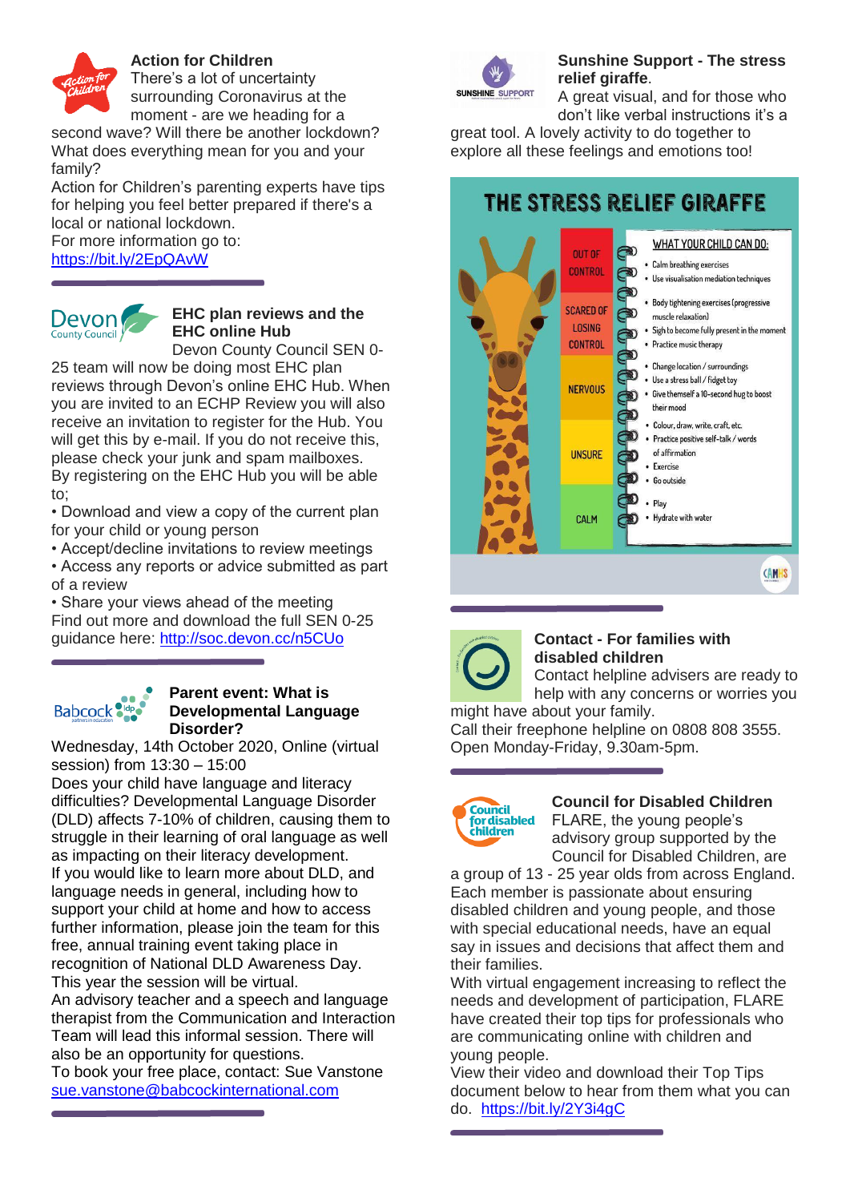### Action for Children

There's a lot of uncertainty surrounding Coronavirus at the moment - are we heading for a second wave? Will there be another lockdown? What does everything mean for you and your family?

Action for Children's parenting experts have tips for helping you feel better prepared if there's a local or national lockdown.

For more information go to:
https://bit.ly/2EpQAvW

### EHC plan reviews and the EHC online Hub

Devon County Council SEN 0-25 team will now be doing most EHC plan reviews through Devon's online EHC Hub. When you are invited to an ECHP Review you will also receive an invitation to register for the Hub. You will get this by e-mail. If you do not receive this, please check your junk and spam mailboxes.

By registering on the EHC Hub you will be able to;

- Download and view a copy of the current plan for your child or young person
- Accept/decline invitations to review meetings
- Access any reports or advice submitted as part of a review
- Share your views ahead of the meeting

Find out more and download the full SEN 0-25 guidance here: http://soc.devon.cc/n5CUo

### Parent event: What is Developmental Language Disorder?

Wednesday, 14th October 2020, Online (virtual session) from 13:30 – 15:00

Does your child have language and literacy difficulties? Developmental Language Disorder (DLD) affects 7-10% of children, causing them to struggle in their learning of oral language as well as impacting on their literacy development.

If you would like to learn more about DLD, and language needs in general, including how to support your child at home and how to access further information, please join the team for this free, annual training event taking place in recognition of National DLD Awareness Day. This year the session will be virtual.

An advisory teacher and a speech and language therapist from the Communication and Interaction Team will lead this informal session. There will also be an opportunity for questions.

To book your free place, contact: Sue Vanstone
sue.vanstone@babcockinternational.com

### Sunshine Support - The stress relief giraffe.

A great visual, and for those who don't like verbal instructions it's a great tool. A lovely activity to do together to explore all these feelings and emotions too!

**THE STRESS RELIEF GIRAFFE**

| | WHAT YOUR CHILD CAN DO: |
|---|---|
| OUT OF CONTROL | Calm breathing exercises; Use visualisation mediation techniques |
| SCARED OF LOSING CONTROL | Body tightening exercises (progressive muscle relaxation); Sigh to become fully present in the moment; Practice music therapy |
| NERVOUS | Change location / surroundings; Use a stress ball / fidget toy; Give themself a 10-second hug to boost their mood |
| UNSURE | Colour, draw, write, craft, etc.; Practice positive self-talk / words of affirmation; Exercise; Go outside |
| CALM | Play; Hydrate with water |

### Contact - For families with disabled children

Contact helpline advisers are ready to help with any concerns or worries you might have about your family.

Call their freephone helpline on 0808 808 3555. Open Monday-Friday, 9.30am-5pm.

### Council for Disabled Children

FLARE, the young people's advisory group supported by the Council for Disabled Children, are a group of 13 - 25 year olds from across England. Each member is passionate about ensuring disabled children and young people, and those with special educational needs, have an equal say in issues and decisions that affect them and their families.

With virtual engagement increasing to reflect the needs and development of participation, FLARE have created their top tips for professionals who are communicating online with children and young people.

View their video and download their Top Tips document below to hear from them what you can do. https://bit.ly/2Y3i4gC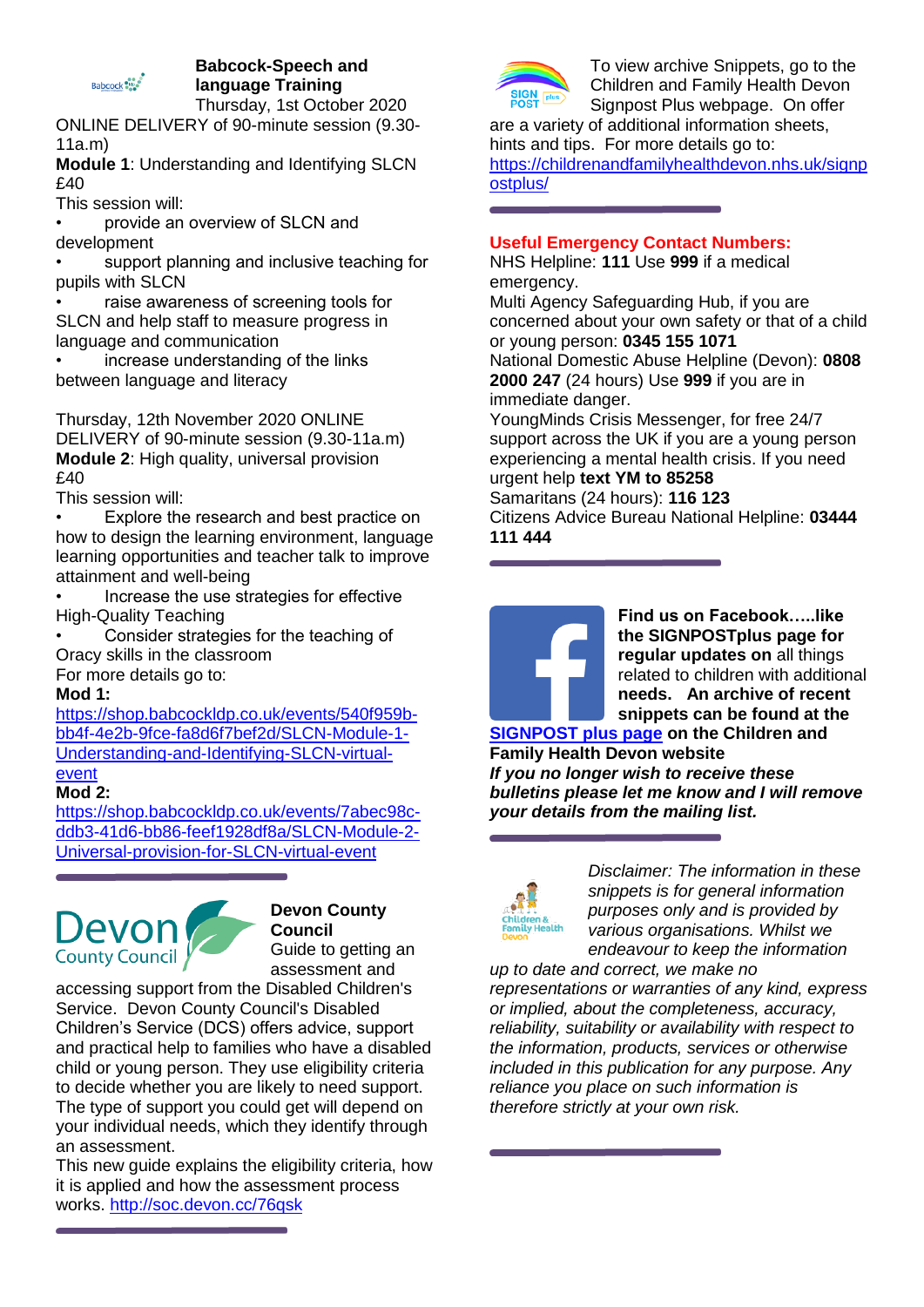**Babcock-Speech and language Training**

Thursday, 1st October 2020
ONLINE DELIVERY of 90-minute session (9.30-11a.m)

**Module 1**: Understanding and Identifying SLCN
£40

This session will:

- provide an overview of SLCN and development
- support planning and inclusive teaching for pupils with SLCN
- raise awareness of screening tools for SLCN and help staff to measure progress in language and communication
- increase understanding of the links between language and literacy

Thursday, 12th November 2020 ONLINE DELIVERY of 90-minute session (9.30-11a.m)

**Module 2**: High quality, universal provision
£40

This session will:

- Explore the research and best practice on how to design the learning environment, language learning opportunities and teacher talk to improve attainment and well-being
- Increase the use strategies for effective High-Quality Teaching
- Consider strategies for the teaching of Oracy skills in the classroom

For more details go to:

**Mod 1:**
https://shop.babcockldp.co.uk/events/540f959b-bb4f-4e2b-9fce-fa8d6f7bef2d/SLCN-Module-1-Understanding-and-Identifying-SLCN-virtual-event

**Mod 2:**
https://shop.babcockldp.co.uk/events/7abec98c-ddb3-41d6-bb86-feef1928df8a/SLCN-Module-2-Universal-provision-for-SLCN-virtual-event

---

**Devon County Council**

Guide to getting an assessment and accessing support from the Disabled Children's Service. Devon County Council's Disabled Children's Service (DCS) offers advice, support and practical help to families who have a disabled child or young person. They use eligibility criteria to decide whether you are likely to need support. The type of support you could get will depend on your individual needs, which they identify through an assessment.

This new guide explains the eligibility criteria, how it is applied and how the assessment process works. http://soc.devon.cc/76qsk

---

To view archive Snippets, go to the Children and Family Health Devon Signpost Plus webpage. On offer are a variety of additional information sheets, hints and tips. For more details go to: https://childrenandfamilyhealthdevon.nhs.uk/signpostplus/

---

**Useful Emergency Contact Numbers:**

NHS Helpline: **111** Use **999** if a medical emergency.

Multi Agency Safeguarding Hub, if you are concerned about your own safety or that of a child or young person: **0345 155 1071**

National Domestic Abuse Helpline (Devon): **0808 2000 247** (24 hours) Use **999** if you are in immediate danger.

YoungMinds Crisis Messenger, for free 24/7 support across the UK if you are a young person experiencing a mental health crisis. If you need urgent help **text YM to 85258**

Samaritans (24 hours): **116 123**

Citizens Advice Bureau National Helpline: **03444 111 444**

---

**Find us on Facebook…..like the SIGNPOSTplus page for regular updates on** all things related to children with additional **needs. An archive of recent snippets can be found at the SIGNPOST plus page on the Children and Family Health Devon website**

***If you no longer wish to receive these bulletins please let me know and I will remove your details from the mailing list.***

---

*Disclaimer: The information in these snippets is for general information purposes only and is provided by various organisations. Whilst we endeavour to keep the information up to date and correct, we make no representations or warranties of any kind, express or implied, about the completeness, accuracy, reliability, suitability or availability with respect to the information, products, services or otherwise included in this publication for any purpose. Any reliance you place on such information is therefore strictly at your own risk.*